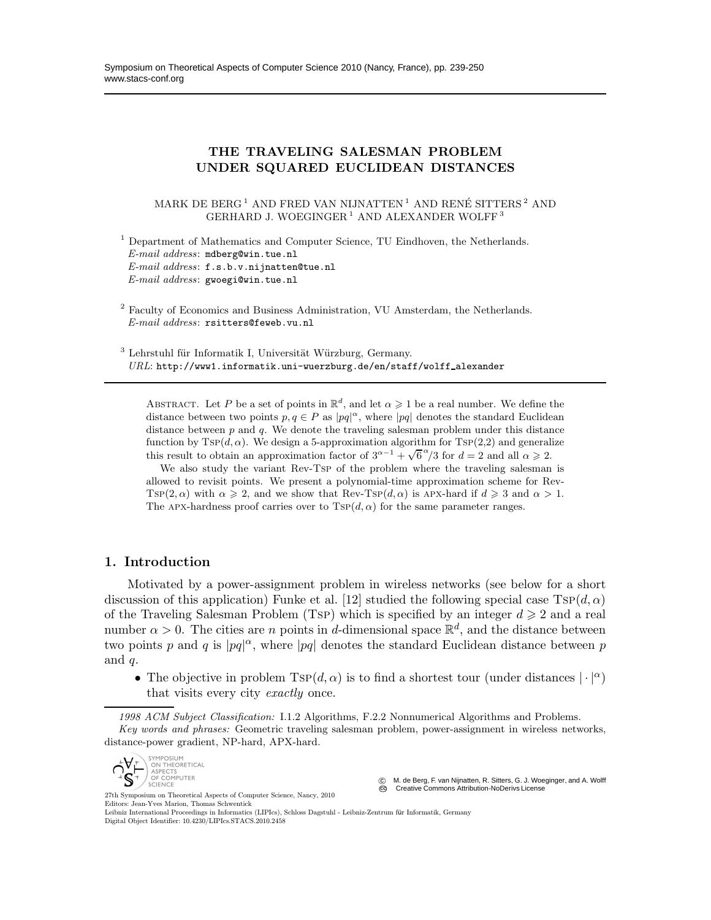# THE TRAVELING SALESMAN PROBLEM UNDER SQUARED EUCLIDEAN DISTANCES

MARK DE BERG [1] AND FRED VAN NIJNATTEN [1] AND RENÉ SITTERS [2] AND GERHARD J. WOEGINGER [1] AND ALEXANDER WOLFF [3]

[1] Department of Mathematics and Computer Science, TU Eindhoven, the Netherlands.
*E-mail address*: mdberg@win.tue.nl
*E-mail address*: f.s.b.v.nijnatten@tue.nl
*E-mail address*: gwoegi@win.tue.nl

[2] Faculty of Economics and Business Administration, VU Amsterdam, the Netherlands.
*E-mail address*: rsitters@feweb.vu.nl

[3] Lehrstuhl für Informatik I, Universität Würzburg, Germany.
*URL*: http://www1.informatik.uni-wuerzburg.de/en/staff/wolff_alexander

Abstract. Let $P$ be a set of points in $\mathbb{R}^d$, and let $\alpha \geqslant 1$ be a real number. We define the distance between two points $p, q \in P$ as $|pq|^\alpha$, where $|pq|$ denotes the standard Euclidean distance between $p$ and $q$. We denote the traveling salesman problem under this distance function by $\text{TSP}(d, \alpha)$. We design a 5-approximation algorithm for TSP(2,2) and generalize this result to obtain an approximation factor of $3^{\alpha-1} + \sqrt{6}^\alpha/3$ for $d = 2$ and all $\alpha \geqslant 2$.

We also study the variant Rev-TSP of the problem where the traveling salesman is allowed to revisit points. We present a polynomial-time approximation scheme for Rev-$\text{TSP}(2, \alpha)$ with $\alpha \geqslant 2$, and we show that Rev-$\text{TSP}(d, \alpha)$ is APX-hard if $d \geqslant 3$ and $\alpha > 1$. The APX-hardness proof carries over to $\text{TSP}(d, \alpha)$ for the same parameter ranges.

## 1. Introduction

Motivated by a power-assignment problem in wireless networks (see below for a short discussion of this application) Funke et al. [12] studied the following special case $\text{TSP}(d, \alpha)$ of the Traveling Salesman Problem (TSP) which is specified by an integer $d \geqslant 2$ and a real number $\alpha > 0$. The cities are $n$ points in $d$-dimensional space $\mathbb{R}^d$, and the distance between two points $p$ and $q$ is $|pq|^\alpha$, where $|pq|$ denotes the standard Euclidean distance between $p$ and $q$.

- The objective in problem $\text{TSP}(d, \alpha)$ is to find a shortest tour (under distances $|\cdot|^\alpha$) that visits every city *exactly* once.

*1998 ACM Subject Classification:* I.1.2 Algorithms, F.2.2 Nonnumerical Algorithms and Problems.
*Key words and phrases:* Geometric traveling salesman problem, power-assignment in wireless networks, distance-power gradient, NP-hard, APX-hard.

© M. de Berg, F. van Nijnatten, R. Sitters, G. J. Woeginger, and A. Wolff
Creative Commons Attribution-NoDerivs License

27th Symposium on Theoretical Aspects of Computer Science, Nancy, 2010
Editors: Jean-Yves Marion, Thomas Schwentick
Leibniz International Proceedings in Informatics (LIPIcs), Schloss Dagstuhl - Leibniz-Zentrum für Informatik, Germany
Digital Object Identifier: 10.4230/LIPIcs.STACS.2010.2458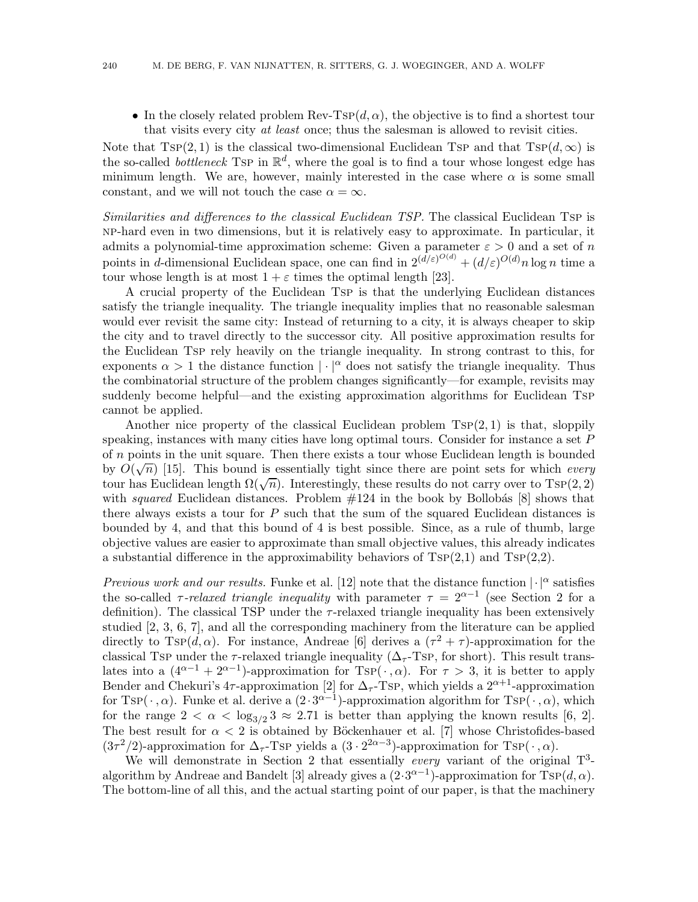- In the closely related problem Rev-TSP$(d, \alpha)$, the objective is to find a shortest tour that visits every city *at least* once; thus the salesman is allowed to revisit cities.

Note that TSP$(2, 1)$ is the classical two-dimensional Euclidean TSP and that TSP$(d, \infty)$ is the so-called *bottleneck* TSP in $\mathbb{R}^d$, where the goal is to find a tour whose longest edge has minimum length. We are, however, mainly interested in the case where $\alpha$ is some small constant, and we will not touch the case $\alpha = \infty$.

*Similarities and differences to the classical Euclidean TSP.* The classical Euclidean TSP is NP-hard even in two dimensions, but it is relatively easy to approximate. In particular, it admits a polynomial-time approximation scheme: Given a parameter $\varepsilon > 0$ and a set of $n$ points in $d$-dimensional Euclidean space, one can find in $2^{(d/\varepsilon)^{O(d)}} + (d/\varepsilon)^{O(d)} n \log n$ time a tour whose length is at most $1 + \varepsilon$ times the optimal length [23].

A crucial property of the Euclidean TSP is that the underlying Euclidean distances satisfy the triangle inequality. The triangle inequality implies that no reasonable salesman would ever revisit the same city: Instead of returning to a city, it is always cheaper to skip the city and to travel directly to the successor city. All positive approximation results for the Euclidean TSP rely heavily on the triangle inequality. In strong contrast to this, for exponents $\alpha > 1$ the distance function $|\cdot|^\alpha$ does not satisfy the triangle inequality. Thus the combinatorial structure of the problem changes significantly—for example, revisits may suddenly become helpful—and the existing approximation algorithms for Euclidean TSP cannot be applied.

Another nice property of the classical Euclidean problem TSP$(2, 1)$ is that, sloppily speaking, instances with many cities have long optimal tours. Consider for instance a set $P$ of $n$ points in the unit square. Then there exists a tour whose Euclidean length is bounded by $O(\sqrt{n})$ [15]. This bound is essentially tight since there are point sets for which *every* tour has Euclidean length $\Omega(\sqrt{n})$. Interestingly, these results do not carry over to TSP$(2, 2)$ with *squared* Euclidean distances. Problem #124 in the book by Bollobás [8] shows that there always exists a tour for $P$ such that the sum of the squared Euclidean distances is bounded by 4, and that this bound of 4 is best possible. Since, as a rule of thumb, large objective values are easier to approximate than small objective values, this already indicates a substantial difference in the approximability behaviors of TSP(2,1) and TSP(2,2).

*Previous work and our results.* Funke et al. [12] note that the distance function $|\cdot|^\alpha$ satisfies the so-called *$\tau$-relaxed triangle inequality* with parameter $\tau = 2^{\alpha-1}$ (see Section 2 for a definition). The classical TSP under the $\tau$-relaxed triangle inequality has been extensively studied [2, 3, 6, 7], and all the corresponding machinery from the literature can be applied directly to TSP$(d, \alpha)$. For instance, Andreae [6] derives a $(\tau^2 + \tau)$-approximation for the classical TSP under the $\tau$-relaxed triangle inequality ($\Delta_\tau$-TSP, for short). This result translates into a $(4^{\alpha-1} + 2^{\alpha-1})$-approximation for TSP$(\cdot, \alpha)$. For $\tau > 3$, it is better to apply Bender and Chekuri's $4\tau$-approximation [2] for $\Delta_\tau$-TSP, which yields a $2^{\alpha+1}$-approximation for TSP$(\cdot, \alpha)$. Funke et al. derive a $(2 \cdot 3^{\alpha-1})$-approximation algorithm for TSP$(\cdot, \alpha)$, which for the range $2 < \alpha < \log_{3/2} 3 \approx 2.71$ is better than applying the known results [6, 2]. The best result for $\alpha < 2$ is obtained by Böckenhauer et al. [7] whose Christofides-based $(3\tau^2/2)$-approximation for $\Delta_\tau$-TSP yields a $(3 \cdot 2^{2\alpha-3})$-approximation for TSP$(\cdot, \alpha)$.

We will demonstrate in Section 2 that essentially *every* variant of the original T$^3$-algorithm by Andreae and Bandelt [3] already gives a $(2 \cdot 3^{\alpha-1})$-approximation for TSP$(d, \alpha)$. The bottom-line of all this, and the actual starting point of our paper, is that the machinery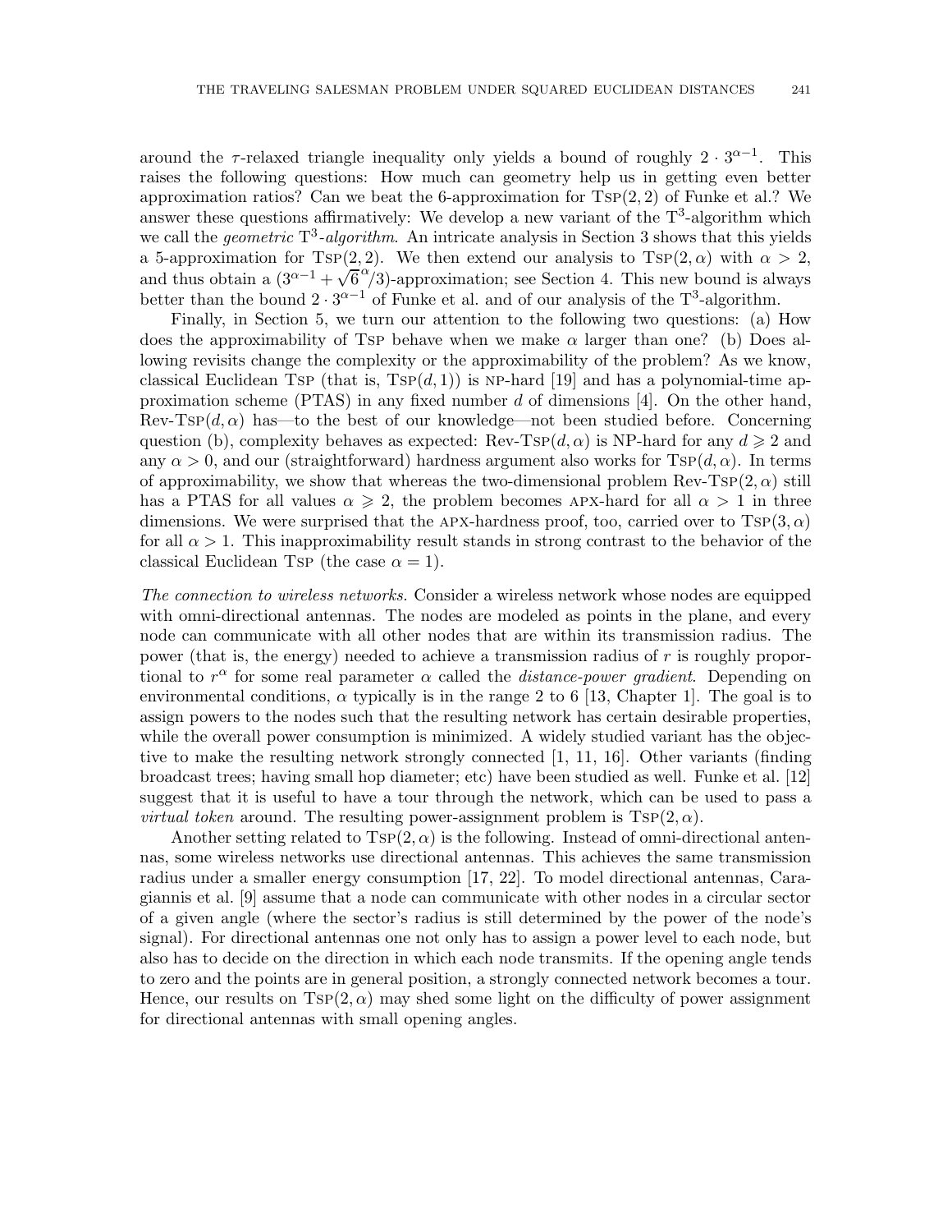around the $\tau$-relaxed triangle inequality only yields a bound of roughly $2 \cdot 3^{\alpha-1}$. This raises the following questions: How much can geometry help us in getting even better approximation ratios? Can we beat the 6-approximation for $\text{Tsp}(2,2)$ of Funke et al.? We answer these questions affirmatively: We develop a new variant of the $\text{T}^3$-algorithm which we call the *geometric* $\text{T}^3$*-algorithm*. An intricate analysis in Section 3 shows that this yields a 5-approximation for $\text{Tsp}(2,2)$. We then extend our analysis to $\text{Tsp}(2,\alpha)$ with $\alpha > 2$, and thus obtain a $(3^{\alpha-1} + \sqrt{6}^{\alpha}/3)$-approximation; see Section 4. This new bound is always better than the bound $2 \cdot 3^{\alpha-1}$ of Funke et al. and of our analysis of the $\text{T}^3$-algorithm.

Finally, in Section 5, we turn our attention to the following two questions: (a) How does the approximability of Tsp behave when we make $\alpha$ larger than one? (b) Does allowing revisits change the complexity or the approximability of the problem? As we know, classical Euclidean Tsp (that is, $\text{Tsp}(d,1)$) is NP-hard [19] and has a polynomial-time approximation scheme (PTAS) in any fixed number $d$ of dimensions [4]. On the other hand, $\text{Rev-Tsp}(d,\alpha)$ has—to the best of our knowledge—not been studied before. Concerning question (b), complexity behaves as expected: $\text{Rev-Tsp}(d,\alpha)$ is NP-hard for any $d \geqslant 2$ and any $\alpha > 0$, and our (straightforward) hardness argument also works for $\text{Tsp}(d,\alpha)$. In terms of approximability, we show that whereas the two-dimensional problem $\text{Rev-Tsp}(2,\alpha)$ still has a PTAS for all values $\alpha \geqslant 2$, the problem becomes APX-hard for all $\alpha > 1$ in three dimensions. We were surprised that the APX-hardness proof, too, carried over to $\text{Tsp}(3,\alpha)$ for all $\alpha > 1$. This inapproximability result stands in strong contrast to the behavior of the classical Euclidean Tsp (the case $\alpha = 1$).

*The connection to wireless networks.* Consider a wireless network whose nodes are equipped with omni-directional antennas. The nodes are modeled as points in the plane, and every node can communicate with all other nodes that are within its transmission radius. The power (that is, the energy) needed to achieve a transmission radius of $r$ is roughly proportional to $r^\alpha$ for some real parameter $\alpha$ called the *distance-power gradient*. Depending on environmental conditions, $\alpha$ typically is in the range 2 to 6 [13, Chapter 1]. The goal is to assign powers to the nodes such that the resulting network has certain desirable properties, while the overall power consumption is minimized. A widely studied variant has the objective to make the resulting network strongly connected [1, 11, 16]. Other variants (finding broadcast trees; having small hop diameter; etc) have been studied as well. Funke et al. [12] suggest that it is useful to have a tour through the network, which can be used to pass a *virtual token* around. The resulting power-assignment problem is $\text{Tsp}(2,\alpha)$.

Another setting related to $\text{Tsp}(2,\alpha)$ is the following. Instead of omni-directional antennas, some wireless networks use directional antennas. This achieves the same transmission radius under a smaller energy consumption [17, 22]. To model directional antennas, Caragiannis et al. [9] assume that a node can communicate with other nodes in a circular sector of a given angle (where the sector's radius is still determined by the power of the node's signal). For directional antennas one not only has to assign a power level to each node, but also has to decide on the direction in which each node transmits. If the opening angle tends to zero and the points are in general position, a strongly connected network becomes a tour. Hence, our results on $\text{Tsp}(2,\alpha)$ may shed some light on the difficulty of power assignment for directional antennas with small opening angles.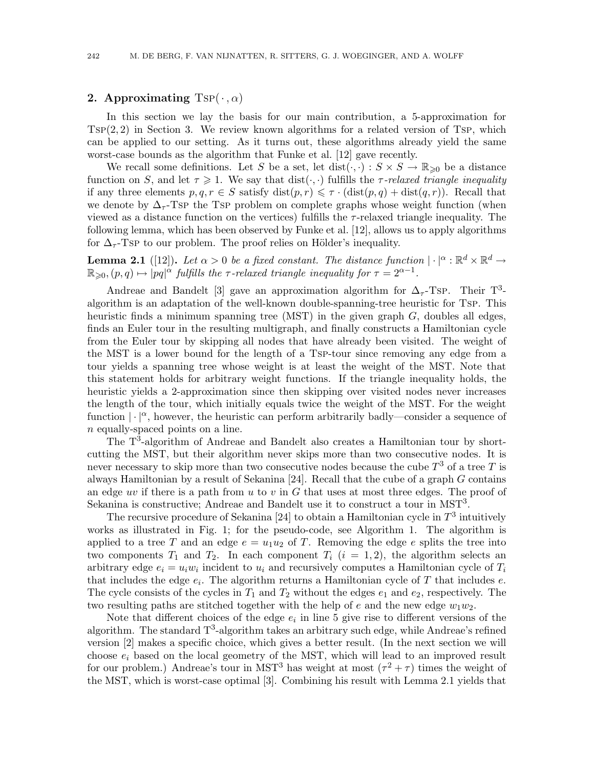## 2. Approximating $\text{TSP}(\cdot, \alpha)$

In this section we lay the basis for our main contribution, a 5-approximation for $\text{TSP}(2, 2)$ in Section 3. We review known algorithms for a related version of TSP, which can be applied to our setting. As it turns out, these algorithms already yield the same worst-case bounds as the algorithm that Funke et al. [12] gave recently.

We recall some definitions. Let $S$ be a set, let $\text{dist}(\cdot,\cdot) : S \times S \to \mathbb{R}_{\geqslant 0}$ be a distance function on $S$, and let $\tau \geqslant 1$. We say that $\text{dist}(\cdot,\cdot)$ fulfills the *$\tau$-relaxed triangle inequality* if any three elements $p, q, r \in S$ satisfy $\text{dist}(p, r) \leqslant \tau \cdot (\text{dist}(p, q) + \text{dist}(q, r))$. Recall that we denote by $\Delta_\tau$-TSP the TSP problem on complete graphs whose weight function (when viewed as a distance function on the vertices) fulfills the $\tau$-relaxed triangle inequality. The following lemma, which has been observed by Funke et al. [12], allows us to apply algorithms for $\Delta_\tau$-TSP to our problem. The proof relies on Hölder's inequality.

**Lemma 2.1** ([12]). *Let $\alpha > 0$ be a fixed constant. The distance function $|\cdot|^\alpha : \mathbb{R}^d \times \mathbb{R}^d \to \mathbb{R}_{\geqslant 0}, (p, q) \mapsto |pq|^\alpha$ fulfills the $\tau$-relaxed triangle inequality for $\tau = 2^{\alpha - 1}$.*

Andreae and Bandelt [3] gave an approximation algorithm for $\Delta_\tau$-TSP. Their $\text{T}^3$-algorithm is an adaptation of the well-known double-spanning-tree heuristic for TSP. This heuristic finds a minimum spanning tree (MST) in the given graph $G$, doubles all edges, finds an Euler tour in the resulting multigraph, and finally constructs a Hamiltonian cycle from the Euler tour by skipping all nodes that have already been visited. The weight of the MST is a lower bound for the length of a TSP-tour since removing any edge from a tour yields a spanning tree whose weight is at least the weight of the MST. Note that this statement holds for arbitrary weight functions. If the triangle inequality holds, the heuristic yields a 2-approximation since then skipping over visited nodes never increases the length of the tour, which initially equals twice the weight of the MST. For the weight function $|\cdot|^\alpha$, however, the heuristic can perform arbitrarily badly—consider a sequence of $n$ equally-spaced points on a line.

The $\text{T}^3$-algorithm of Andreae and Bandelt also creates a Hamiltonian tour by shortcutting the MST, but their algorithm never skips more than two consecutive nodes. It is never necessary to skip more than two consecutive nodes because the cube $T^3$ of a tree $T$ is always Hamiltonian by a result of Sekanina [24]. Recall that the cube of a graph $G$ contains an edge $uv$ if there is a path from $u$ to $v$ in $G$ that uses at most three edges. The proof of Sekanina is constructive; Andreae and Bandelt use it to construct a tour in $\text{MST}^3$.

The recursive procedure of Sekanina [24] to obtain a Hamiltonian cycle in $T^3$ intuitively works as illustrated in Fig. 1; for the pseudo-code, see Algorithm 1. The algorithm is applied to a tree $T$ and an edge $e = u_1 u_2$ of $T$. Removing the edge $e$ splits the tree into two components $T_1$ and $T_2$. In each component $T_i$ ($i = 1, 2$), the algorithm selects an arbitrary edge $e_i = u_i w_i$ incident to $u_i$ and recursively computes a Hamiltonian cycle of $T_i$ that includes the edge $e_i$. The algorithm returns a Hamiltonian cycle of $T$ that includes $e$. The cycle consists of the cycles in $T_1$ and $T_2$ without the edges $e_1$ and $e_2$, respectively. The two resulting paths are stitched together with the help of $e$ and the new edge $w_1 w_2$.

Note that different choices of the edge $e_i$ in line 5 give rise to different versions of the algorithm. The standard $\text{T}^3$-algorithm takes an arbitrary such edge, while Andreae's refined version [2] makes a specific choice, which gives a better result. (In the next section we will choose $e_i$ based on the local geometry of the MST, which will lead to an improved result for our problem.) Andreae's tour in $\text{MST}^3$ has weight at most $(\tau^2 + \tau)$ times the weight of the MST, which is worst-case optimal [3]. Combining his result with Lemma 2.1 yields that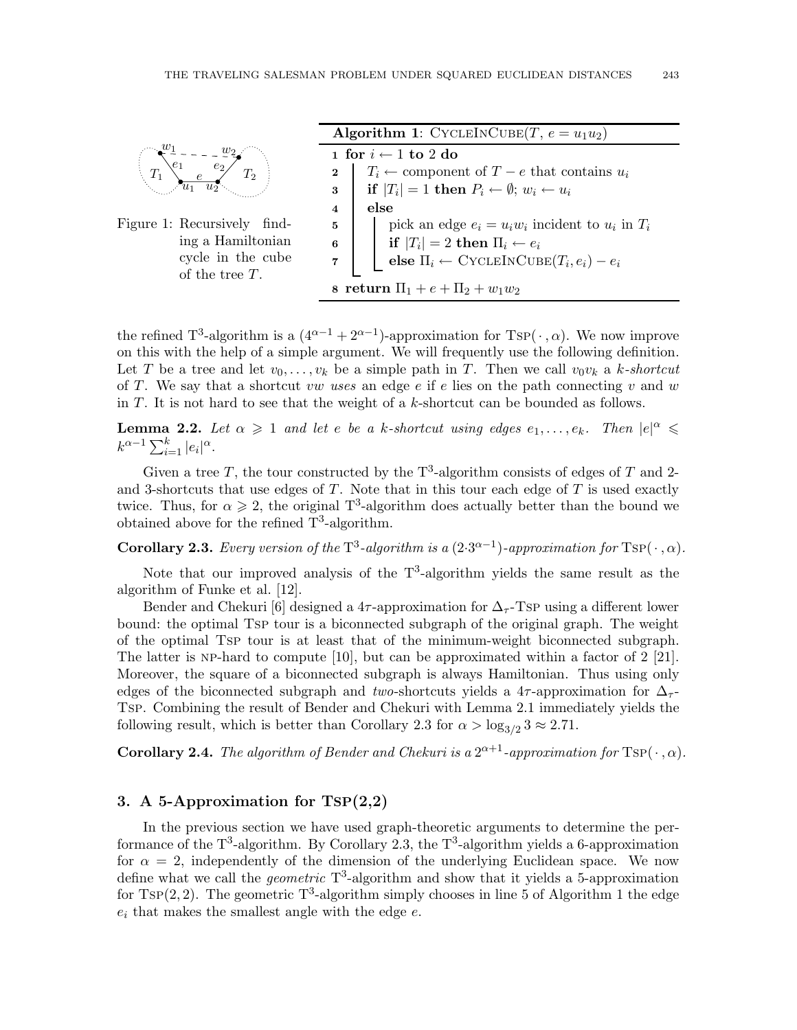Figure 1: Recursively finding a Hamiltonian cycle in the cube of the tree $T$.

**Algorithm 1**: CycleInCube($T$, $e = u_1u_2$)

```
1 for i ← 1 to 2 do
2     T_i ← component of T − e that contains u_i
3     if |T_i| = 1 then P_i ← ∅; w_i ← u_i
4     else
5         pick an edge e_i = u_i w_i incident to u_i in T_i
6         if |T_i| = 2 then Π_i ← e_i
7         else Π_i ← CycleInCube(T_i, e_i) − e_i
8 return Π_1 + e + Π_2 + w_1 w_2
```

the refined T$^3$-algorithm is a $(4^{\alpha-1} + 2^{\alpha-1})$-approximation for Tsp$(\,\cdot\,,\alpha)$. We now improve on this with the help of a simple argument. We will frequently use the following definition. Let $T$ be a tree and let $v_0,\ldots,v_k$ be a simple path in $T$. Then we call $v_0v_k$ a *$k$-shortcut* of $T$. We say that a shortcut $vw$ *uses* an edge $e$ if $e$ lies on the path connecting $v$ and $w$ in $T$. It is not hard to see that the weight of a $k$-shortcut can be bounded as follows.

**Lemma 2.2.** *Let $\alpha \geqslant 1$ and let $e$ be a $k$-shortcut using edges $e_1,\ldots,e_k$. Then $|e|^\alpha \leqslant k^{\alpha-1}\sum_{i=1}^{k}|e_i|^\alpha$.*

Given a tree $T$, the tour constructed by the T$^3$-algorithm consists of edges of $T$ and 2- and 3-shortcuts that use edges of $T$. Note that in this tour each edge of $T$ is used exactly twice. Thus, for $\alpha \geqslant 2$, the original T$^3$-algorithm does actually better than the bound we obtained above for the refined T$^3$-algorithm.

**Corollary 2.3.** *Every version of the* T$^3$*-algorithm is a $(2\cdot 3^{\alpha-1})$-approximation for* Tsp$(\,\cdot\,,\alpha)$.

Note that our improved analysis of the T$^3$-algorithm yields the same result as the algorithm of Funke et al. [12].

Bender and Chekuri [6] designed a $4\tau$-approximation for $\Delta_\tau$-Tsp using a different lower bound: the optimal Tsp tour is a biconnected subgraph of the original graph. The weight of the optimal Tsp tour is at least that of the minimum-weight biconnected subgraph. The latter is np-hard to compute [10], but can be approximated within a factor of 2 [21]. Moreover, the square of a biconnected subgraph is always Hamiltonian. Thus using only edges of the biconnected subgraph and *two*-shortcuts yields a $4\tau$-approximation for $\Delta_\tau$-Tsp. Combining the result of Bender and Chekuri with Lemma 2.1 immediately yields the following result, which is better than Corollary 2.3 for $\alpha > \log_{3/2} 3 \approx 2.71$.

**Corollary 2.4.** *The algorithm of Bender and Chekuri is a $2^{\alpha+1}$-approximation for* Tsp$(\,\cdot\,,\alpha)$.

## 3. A 5-Approximation for Tsp(2,2)

In the previous section we have used graph-theoretic arguments to determine the performance of the T$^3$-algorithm. By Corollary 2.3, the T$^3$-algorithm yields a 6-approximation for $\alpha = 2$, independently of the dimension of the underlying Euclidean space. We now define what we call the *geometric* T$^3$-algorithm and show that it yields a 5-approximation for Tsp$(2,2)$. The geometric T$^3$-algorithm simply chooses in line 5 of Algorithm 1 the edge $e_i$ that makes the smallest angle with the edge $e$.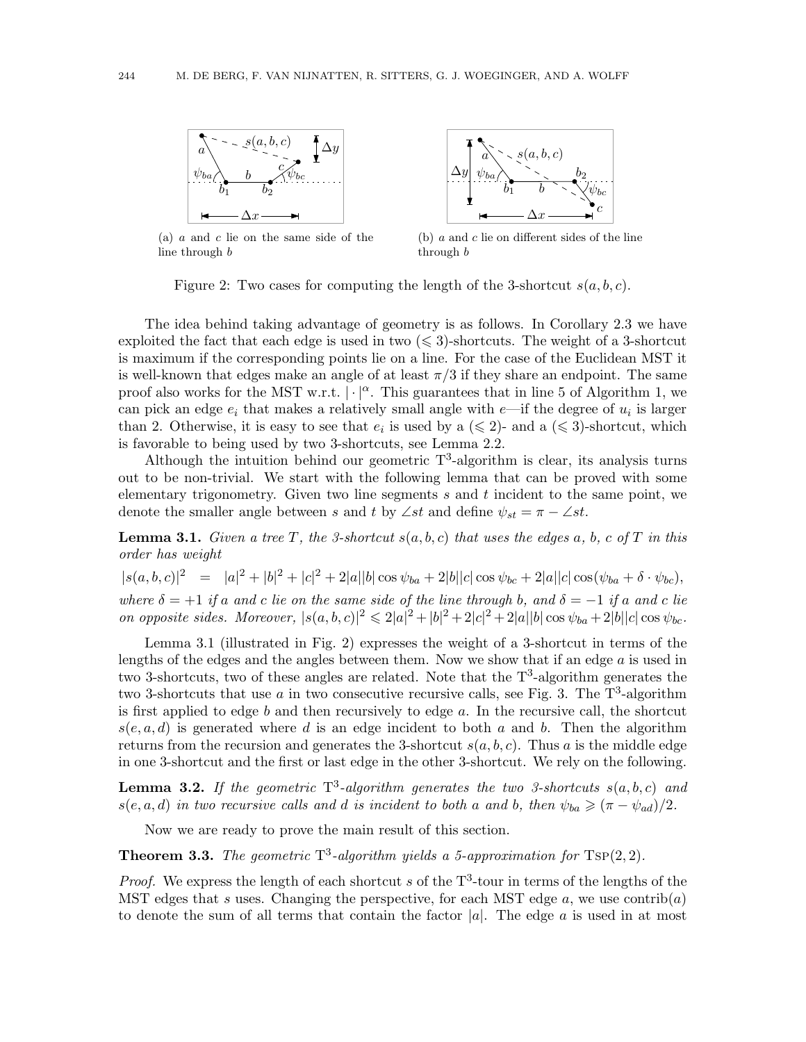(a) $a$ and $c$ lie on the same side of the line through $b$

(b) $a$ and $c$ lie on different sides of the line through $b$

Figure 2: Two cases for computing the length of the 3-shortcut $s(a, b, c)$.

The idea behind taking advantage of geometry is as follows. In Corollary 2.3 we have exploited the fact that each edge is used in two ($\leqslant 3$)-shortcuts. The weight of a 3-shortcut is maximum if the corresponding points lie on a line. For the case of the Euclidean MST it is well-known that edges make an angle of at least $\pi/3$ if they share an endpoint. The same proof also works for the MST w.r.t. $|\cdot|^\alpha$. This guarantees that in line 5 of Algorithm 1, we can pick an edge $e_i$ that makes a relatively small angle with $e$—if the degree of $u_i$ is larger than 2. Otherwise, it is easy to see that $e_i$ is used by a ($\leqslant 2$)- and a ($\leqslant 3$)-shortcut, which is favorable to being used by two 3-shortcuts, see Lemma 2.2.

Although the intuition behind our geometric $\mathrm{T}^3$-algorithm is clear, its analysis turns out to be non-trivial. We start with the following lemma that can be proved with some elementary trigonometry. Given two line segments $s$ and $t$ incident to the same point, we denote the smaller angle between $s$ and $t$ by $\angle st$ and define $\psi_{st} = \pi - \angle st$.

**Lemma 3.1.** *Given a tree $T$, the 3-shortcut $s(a, b, c)$ that uses the edges $a$, $b$, $c$ of $T$ in this order has weight*

$$|s(a,b,c)|^2 \quad = \quad |a|^2 + |b|^2 + |c|^2 + 2|a||b|\cos\psi_{ba} + 2|b||c|\cos\psi_{bc} + 2|a||c|\cos(\psi_{ba} + \delta \cdot \psi_{bc}),$$

*where $\delta = +1$ if $a$ and $c$ lie on the same side of the line through $b$, and $\delta = -1$ if $a$ and $c$ lie on opposite sides. Moreover, $|s(a,b,c)|^2 \leqslant 2|a|^2 + |b|^2 + 2|c|^2 + 2|a||b|\cos\psi_{ba} + 2|b||c|\cos\psi_{bc}$.*

Lemma 3.1 (illustrated in Fig. 2) expresses the weight of a 3-shortcut in terms of the lengths of the edges and the angles between them. Now we show that if an edge $a$ is used in two 3-shortcuts, two of these angles are related. Note that the $\mathrm{T}^3$-algorithm generates the two 3-shortcuts that use $a$ in two consecutive recursive calls, see Fig. 3. The $\mathrm{T}^3$-algorithm is first applied to edge $b$ and then recursively to edge $a$. In the recursive call, the shortcut $s(e, a, d)$ is generated where $d$ is an edge incident to both $a$ and $b$. Then the algorithm returns from the recursion and generates the 3-shortcut $s(a, b, c)$. Thus $a$ is the middle edge in one 3-shortcut and the first or last edge in the other 3-shortcut. We rely on the following.

**Lemma 3.2.** *If the geometric $\mathrm{T}^3$-algorithm generates the two 3-shortcuts $s(a, b, c)$ and $s(e, a, d)$ in two recursive calls and $d$ is incident to both $a$ and $b$, then $\psi_{ba} \geqslant (\pi - \psi_{ad})/2$.*

Now we are ready to prove the main result of this section.

**Theorem 3.3.** *The geometric $\mathrm{T}^3$-algorithm yields a 5-approximation for $\mathrm{TSP}(2, 2)$.*

*Proof.* We express the length of each shortcut $s$ of the $\mathrm{T}^3$-tour in terms of the lengths of the MST edges that $s$ uses. Changing the perspective, for each MST edge $a$, we use $\mathrm{contrib}(a)$ to denote the sum of all terms that contain the factor $|a|$. The edge $a$ is used in at most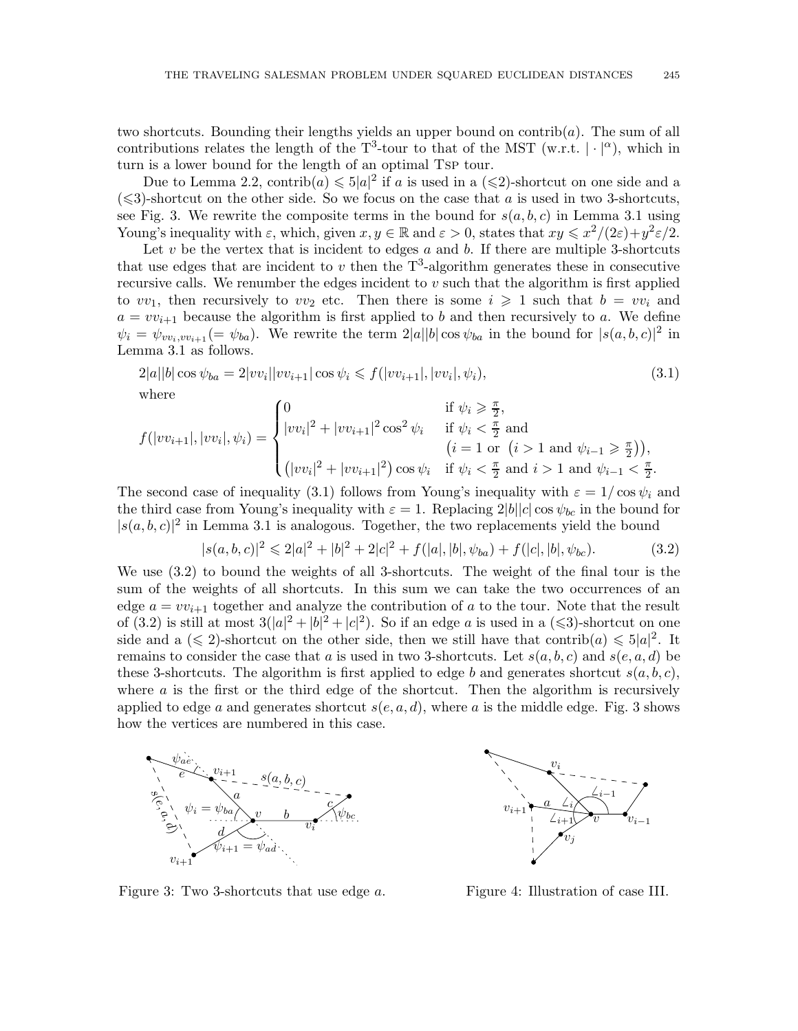two shortcuts. Bounding their lengths yields an upper bound on contrib($a$). The sum of all contributions relates the length of the T$^3$-tour to that of the MST (w.r.t. $|\cdot|^\alpha$), which in turn is a lower bound for the length of an optimal TSP tour.

Due to Lemma 2.2, contrib($a$) $\leqslant 5|a|^2$ if $a$ is used in a ($\leqslant$2)-shortcut on one side and a ($\leqslant$3)-shortcut on the other side. So we focus on the case that $a$ is used in two 3-shortcuts, see Fig. 3. We rewrite the composite terms in the bound for $s(a,b,c)$ in Lemma 3.1 using Young's inequality with $\varepsilon$, which, given $x, y \in \mathbb{R}$ and $\varepsilon > 0$, states that $xy \leqslant x^2/(2\varepsilon) + y^2\varepsilon/2$.

Let $v$ be the vertex that is incident to edges $a$ and $b$. If there are multiple 3-shortcuts that use edges that are incident to $v$ then the T$^3$-algorithm generates these in consecutive recursive calls. We renumber the edges incident to $v$ such that the algorithm is first applied to $vv_1$, then recursively to $vv_2$ etc. Then there is some $i \geqslant 1$ such that $b = vv_i$ and $a = vv_{i+1}$ because the algorithm is first applied to $b$ and then recursively to $a$. We define $\psi_i = \psi_{vv_i, vv_{i+1}} (= \psi_{ba})$. We rewrite the term $2|a||b|\cos\psi_{ba}$ in the bound for $|s(a,b,c)|^2$ in Lemma 3.1 as follows.

$$2|a||b|\cos\psi_{ba} = 2|vv_i||vv_{i+1}|\cos\psi_i \leqslant f(|vv_{i+1}|, |vv_i|, \psi_i), \tag{3.1}$$

where

$$f(|vv_{i+1}|, |vv_i|, \psi_i) = \begin{cases} 0 & \text{if } \psi_i \geqslant \frac{\pi}{2}, \\ |vv_i|^2 + |vv_{i+1}|^2 \cos^2\psi_i & \text{if } \psi_i < \frac{\pi}{2} \text{ and} \\ & \left(i = 1 \text{ or } \left(i > 1 \text{ and } \psi_{i-1} \geqslant \frac{\pi}{2}\right)\right), \\ \left(|vv_i|^2 + |vv_{i+1}|^2\right)\cos\psi_i & \text{if } \psi_i < \frac{\pi}{2} \text{ and } i > 1 \text{ and } \psi_{i-1} < \frac{\pi}{2}. \end{cases}$$

The second case of inequality (3.1) follows from Young's inequality with $\varepsilon = 1/\cos\psi_i$ and the third case from Young's inequality with $\varepsilon = 1$. Replacing $2|b||c|\cos\psi_{bc}$ in the bound for $|s(a,b,c)|^2$ in Lemma 3.1 is analogous. Together, the two replacements yield the bound

$$|s(a,b,c)|^2 \leqslant 2|a|^2 + |b|^2 + 2|c|^2 + f(|a|, |b|, \psi_{ba}) + f(|c|, |b|, \psi_{bc}). \tag{3.2}$$

We use (3.2) to bound the weights of all 3-shortcuts. The weight of the final tour is the sum of the weights of all shortcuts. In this sum we can take the two occurrences of an edge $a = vv_{i+1}$ together and analyze the contribution of $a$ to the tour. Note that the result of (3.2) is still at most $3(|a|^2 + |b|^2 + |c|^2)$. So if an edge $a$ is used in a ($\leqslant$3)-shortcut on one side and a ($\leqslant$ 2)-shortcut on the other side, then we still have that contrib($a$) $\leqslant 5|a|^2$. It remains to consider the case that $a$ is used in two 3-shortcuts. Let $s(a,b,c)$ and $s(e,a,d)$ be these 3-shortcuts. The algorithm is first applied to edge $b$ and generates shortcut $s(a,b,c)$, where $a$ is the first or the third edge of the shortcut. Then the algorithm is recursively applied to edge $a$ and generates shortcut $s(e,a,d)$, where $a$ is the middle edge. Fig. 3 shows how the vertices are numbered in this case.

Figure 3: Two 3-shortcuts that use edge $a$.

Figure 4: Illustration of case III.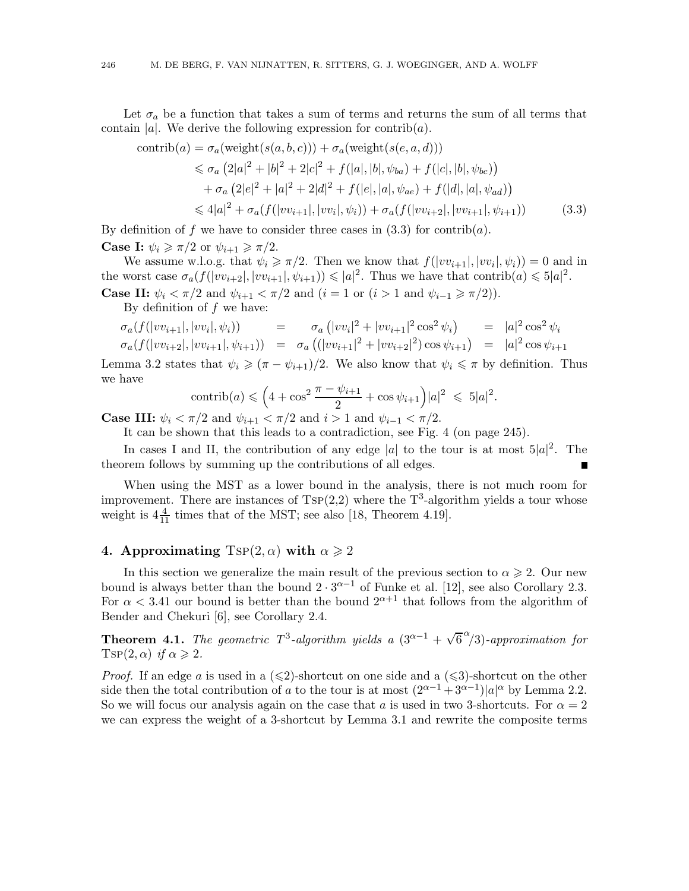Let $\sigma_a$ be a function that takes a sum of terms and returns the sum of all terms that contain $|a|$. We derive the following expression for contrib$(a)$.

$$
\begin{aligned}
\text{contrib}(a) &= \sigma_a(\text{weight}(s(a,b,c))) + \sigma_a(\text{weight}(s(e,a,d))) \\
&\leqslant \sigma_a\left(2|a|^2 + |b|^2 + 2|c|^2 + f(|a|,|b|,\psi_{ba}) + f(|c|,|b|,\psi_{bc})\right) \\
&\quad + \sigma_a\left(2|e|^2 + |a|^2 + 2|d|^2 + f(|e|,|a|,\psi_{ae}) + f(|d|,|a|,\psi_{ad})\right) \\
&\leqslant 4|a|^2 + \sigma_a(f(|vv_{i+1}|,|vv_i|,\psi_i)) + \sigma_a(f(|vv_{i+2}|,|vv_{i+1}|,\psi_{i+1})) \qquad (3.3)
\end{aligned}
$$

By definition of $f$ we have to consider three cases in (3.3) for contrib$(a)$.

**Case I:** $\psi_i \geqslant \pi/2$ or $\psi_{i+1} \geqslant \pi/2$.

We assume w.l.o.g. that $\psi_i \geqslant \pi/2$. Then we know that $f(|vv_{i+1}|,|vv_i|,\psi_i)) = 0$ and in the worst case $\sigma_a(f(|vv_{i+2}|,|vv_{i+1}|,\psi_{i+1})) \leqslant |a|^2$. Thus we have that contrib$(a) \leqslant 5|a|^2$.

**Case II:** $\psi_i < \pi/2$ and $\psi_{i+1} < \pi/2$ and ($i = 1$ or ($i > 1$ and $\psi_{i-1} \geqslant \pi/2$)).

By definition of $f$ we have:

$$
\begin{aligned}
\sigma_a(f(|vv_{i+1}|,|vv_i|,\psi_i)) &= \sigma_a\left(|vv_i|^2 + |vv_{i+1}|^2\cos^2\psi_i\right) &&= |a|^2\cos^2\psi_i \\
\sigma_a(f(|vv_{i+2}|,|vv_{i+1}|,\psi_{i+1})) &= \sigma_a\left((|vv_{i+1}|^2 + |vv_{i+2}|^2)\cos\psi_{i+1}\right) &&= |a|^2\cos\psi_{i+1}
\end{aligned}
$$

Lemma 3.2 states that $\psi_i \geqslant (\pi - \psi_{i+1})/2$. We also know that $\psi_i \leqslant \pi$ by definition. Thus we have

$$
\text{contrib}(a) \leqslant \Big(4 + \cos^2\frac{\pi - \psi_{i+1}}{2} + \cos\psi_{i+1}\Big)|a|^2 \ \leqslant\ 5|a|^2.
$$

**Case III:** $\psi_i < \pi/2$ and $\psi_{i+1} < \pi/2$ and $i > 1$ and $\psi_{i-1} < \pi/2$.

It can be shown that this leads to a contradiction, see Fig. 4 (on page 245).

In cases I and II, the contribution of any edge $|a|$ to the tour is at most $5|a|^2$. The theorem follows by summing up the contributions of all edges. ∎

When using the MST as a lower bound in the analysis, there is not much room for improvement. There are instances of TSP(2,2) where the $T^3$-algorithm yields a tour whose weight is $4\frac{4}{11}$ times that of the MST; see also [18, Theorem 4.19].

## 4. Approximating TSP$(2,\alpha)$ with $\alpha \geqslant 2$

In this section we generalize the main result of the previous section to $\alpha \geqslant 2$. Our new bound is always better than the bound $2 \cdot 3^{\alpha-1}$ of Funke et al. [12], see also Corollary 2.3. For $\alpha < 3.41$ our bound is better than the bound $2^{\alpha+1}$ that follows from the algorithm of Bender and Chekuri [6], see Corollary 2.4.

**Theorem 4.1.** *The geometric $T^3$-algorithm yields a $(3^{\alpha-1} + \sqrt{6}^{\alpha}/3)$-approximation for* TSP$(2,\alpha)$ *if* $\alpha \geqslant 2$.

*Proof.* If an edge $a$ is used in a ($\leqslant$2)-shortcut on one side and a ($\leqslant$3)-shortcut on the other side then the total contribution of $a$ to the tour is at most $(2^{\alpha-1} + 3^{\alpha-1})|a|^\alpha$ by Lemma 2.2. So we will focus our analysis again on the case that $a$ is used in two 3-shortcuts. For $\alpha = 2$ we can express the weight of a 3-shortcut by Lemma 3.1 and rewrite the composite terms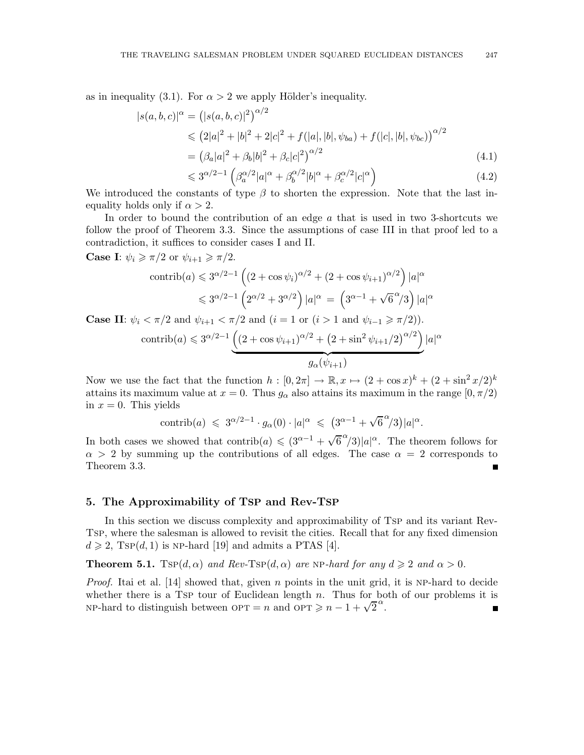as in inequality (3.1). For $\alpha > 2$ we apply Hölder's inequality.

$$
\begin{aligned}
|s(a,b,c)|^\alpha &= \left(|s(a,b,c)|^2\right)^{\alpha/2} \\
&\leqslant \left(2|a|^2 + |b|^2 + 2|c|^2 + f(|a|,|b|,\psi_{ba}) + f(|c|,|b|,\psi_{bc})\right)^{\alpha/2} \\
&= \left(\beta_a|a|^2 + \beta_b|b|^2 + \beta_c|c|^2\right)^{\alpha/2} \qquad (4.1)\\
&\leqslant 3^{\alpha/2-1}\left(\beta_a^{\alpha/2}|a|^\alpha + \beta_b^{\alpha/2}|b|^\alpha + \beta_c^{\alpha/2}|c|^\alpha\right) \qquad (4.2)
\end{aligned}
$$

We introduced the constants of type $\beta$ to shorten the expression. Note that the last inequality holds only if $\alpha > 2$.

In order to bound the contribution of an edge $a$ that is used in two 3-shortcuts we follow the proof of Theorem 3.3. Since the assumptions of case III in that proof led to a contradiction, it suffices to consider cases I and II.

**Case I**: $\psi_i \geqslant \pi/2$ or $\psi_{i+1} \geqslant \pi/2$.

$$
\begin{aligned}
\text{contrib}(a) &\leqslant 3^{\alpha/2-1}\left((2+\cos\psi_i)^{\alpha/2} + (2+\cos\psi_{i+1})^{\alpha/2}\right)|a|^\alpha \\
&\leqslant 3^{\alpha/2-1}\left(2^{\alpha/2} + 3^{\alpha/2}\right)|a|^\alpha \;=\; \left(3^{\alpha-1} + \sqrt{6}^{\,\alpha}/3\right)|a|^\alpha
\end{aligned}
$$

**Case II**: $\psi_i < \pi/2$ and $\psi_{i+1} < \pi/2$ and ($i = 1$ or ($i > 1$ and $\psi_{i-1} \geqslant \pi/2$)).

$$
\text{contrib}(a) \leqslant 3^{\alpha/2-1}\underbrace{\left((2+\cos\psi_{i+1})^{\alpha/2} + \left(2+\sin^2\psi_{i+1}/2\right)^{\alpha/2}\right)}_{g_\alpha(\psi_{i+1})}|a|^\alpha
$$

Now we use the fact that the function $h : [0, 2\pi] \to \mathbb{R}, x \mapsto (2 + \cos x)^k + (2 + \sin^2 x/2)^k$ attains its maximum value at $x = 0$. Thus $g_\alpha$ also attains its maximum in the range $[0, \pi/2)$ in $x = 0$. This yields

$$
\text{contrib}(a) \;\leqslant\; 3^{\alpha/2-1}\cdot g_\alpha(0)\cdot|a|^\alpha \;\leqslant\; \left(3^{\alpha-1} + \sqrt{6}^{\,\alpha}/3\right)|a|^\alpha.
$$

In both cases we showed that $\text{contrib}(a) \leqslant (3^{\alpha-1} + \sqrt{6}^{\,\alpha}/3)|a|^\alpha$. The theorem follows for $\alpha > 2$ by summing up the contributions of all edges. The case $\alpha = 2$ corresponds to Theorem 3.3. ■

## 5. The Approximability of TSP and Rev-TSP

In this section we discuss complexity and approximability of TSP and its variant Rev-TSP, where the salesman is allowed to revisit the cities. Recall that for any fixed dimension $d \geqslant 2$, TSP$(d, 1)$ is NP-hard [19] and admits a PTAS [4].

**Theorem 5.1.** *TSP$(d, \alpha)$ and Rev-TSP$(d, \alpha)$ are NP-hard for any $d \geqslant 2$ and $\alpha > 0$.*

*Proof.* Itai et al. [14] showed that, given $n$ points in the unit grid, it is NP-hard to decide whether there is a TSP tour of Euclidean length $n$. Thus for both of our problems it is NP-hard to distinguish between OPT $= n$ and OPT $\geqslant n - 1 + \sqrt{2}^{\,\alpha}$. ■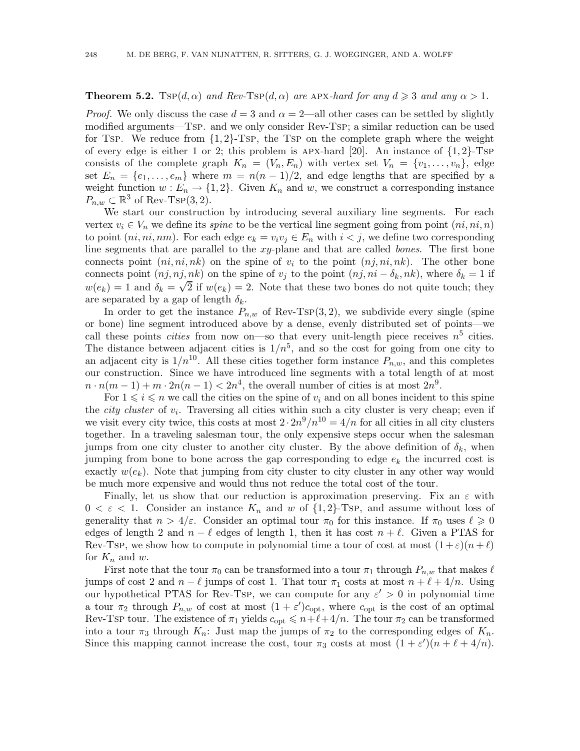**Theorem 5.2.** Tsp$(d, \alpha)$ *and Rev-*Tsp$(d, \alpha)$ *are* apx*-hard for any* $d \geqslant 3$ *and any* $\alpha > 1$.

*Proof.* We only discuss the case $d = 3$ and $\alpha = 2$—all other cases can be settled by slightly modified arguments—Tsp. and we only consider Rev-Tsp; a similar reduction can be used for Tsp. We reduce from $\{1, 2\}$-Tsp, the Tsp on the complete graph where the weight of every edge is either 1 or 2; this problem is apx-hard [20]. An instance of $\{1, 2\}$-Tsp consists of the complete graph $K_n = (V_n, E_n)$ with vertex set $V_n = \{v_1, \ldots, v_n\}$, edge set $E_n = \{e_1, \ldots, e_m\}$ where $m = n(n-1)/2$, and edge lengths that are specified by a weight function $w : E_n \to \{1, 2\}$. Given $K_n$ and $w$, we construct a corresponding instance $P_{n,w} \subset \mathbb{R}^3$ of Rev-Tsp$(3, 2)$.

We start our construction by introducing several auxiliary line segments. For each vertex $v_i \in V_n$ we define its *spine* to be the vertical line segment going from point $(ni, ni, n)$ to point $(ni, ni, nm)$. For each edge $e_k = v_iv_j \in E_n$ with $i < j$, we define two corresponding line segments that are parallel to the $xy$-plane and that are called *bones*. The first bone connects point $(ni, ni, nk)$ on the spine of $v_i$ to the point $(nj, ni, nk)$. The other bone connects point $(nj, nj, nk)$ on the spine of $v_j$ to the point $(nj, ni - \delta_k, nk)$, where $\delta_k = 1$ if $w(e_k) = 1$ and $\delta_k = \sqrt{2}$ if $w(e_k) = 2$. Note that these two bones do not quite touch; they are separated by a gap of length $\delta_k$.

In order to get the instance $P_{n,w}$ of Rev-Tsp$(3, 2)$, we subdivide every single (spine or bone) line segment introduced above by a dense, evenly distributed set of points—we call these points *cities* from now on—so that every unit-length piece receives $n^5$ cities. The distance between adjacent cities is $1/n^5$, and so the cost for going from one city to an adjacent city is $1/n^{10}$. All these cities together form instance $P_{n,w}$, and this completes our construction. Since we have introduced line segments with a total length of at most $n \cdot n(m-1) + m \cdot 2n(n-1) < 2n^4$, the overall number of cities is at most $2n^9$.

For $1 \leqslant i \leqslant n$ we call the cities on the spine of $v_i$ and on all bones incident to this spine the *city cluster* of $v_i$. Traversing all cities within such a city cluster is very cheap; even if we visit every city twice, this costs at most $2 \cdot 2n^9/n^{10} = 4/n$ for all cities in all city clusters together. In a traveling salesman tour, the only expensive steps occur when the salesman jumps from one city cluster to another city cluster. By the above definition of $\delta_k$, when jumping from bone to bone across the gap corresponding to edge $e_k$ the incurred cost is exactly $w(e_k)$. Note that jumping from city cluster to city cluster in any other way would be much more expensive and would thus not reduce the total cost of the tour.

Finally, let us show that our reduction is approximation preserving. Fix an $\varepsilon$ with $0 < \varepsilon < 1$. Consider an instance $K_n$ and $w$ of $\{1, 2\}$-Tsp, and assume without loss of generality that $n > 4/\varepsilon$. Consider an optimal tour $\pi_0$ for this instance. If $\pi_0$ uses $\ell \geqslant 0$ edges of length 2 and $n - \ell$ edges of length 1, then it has cost $n + \ell$. Given a PTAS for Rev-Tsp, we show how to compute in polynomial time a tour of cost at most $(1+\varepsilon)(n+\ell)$ for $K_n$ and $w$.

First note that the tour $\pi_0$ can be transformed into a tour $\pi_1$ through $P_{n,w}$ that makes $\ell$ jumps of cost 2 and $n - \ell$ jumps of cost 1. That tour $\pi_1$ costs at most $n + \ell + 4/n$. Using our hypothetical PTAS for Rev-Tsp, we can compute for any $\varepsilon' > 0$ in polynomial time a tour $\pi_2$ through $P_{n,w}$ of cost at most $(1 + \varepsilon')c_{\text{opt}}$, where $c_{\text{opt}}$ is the cost of an optimal Rev-Tsp tour. The existence of $\pi_1$ yields $c_{\text{opt}} \leqslant n+\ell+4/n$. The tour $\pi_2$ can be transformed into a tour $\pi_3$ through $K_n$: Just map the jumps of $\pi_2$ to the corresponding edges of $K_n$. Since this mapping cannot increase the cost, tour $\pi_3$ costs at most $(1 + \varepsilon')(n + \ell + 4/n)$.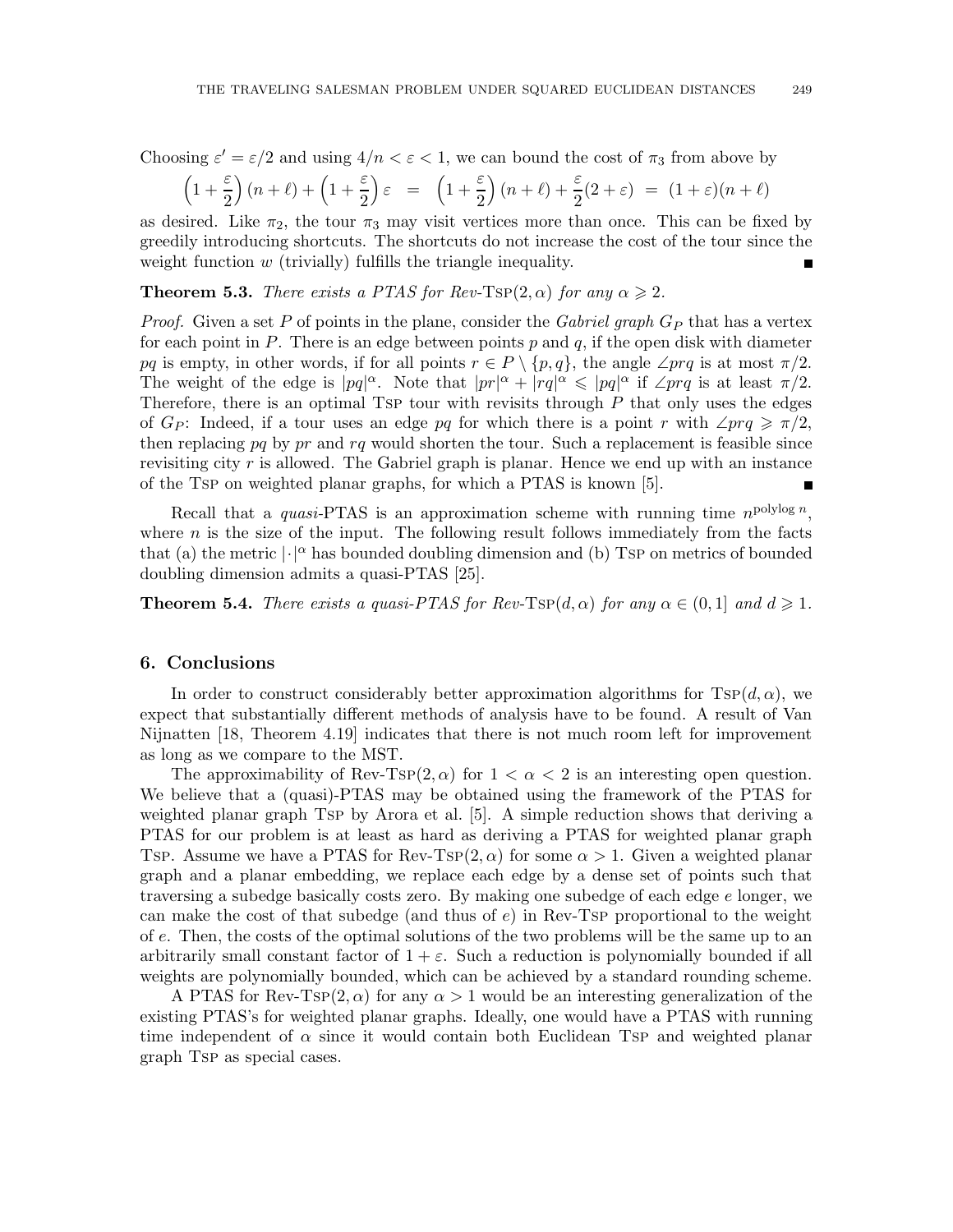Choosing $\varepsilon' = \varepsilon/2$ and using $4/n < \varepsilon < 1$, we can bound the cost of $\pi_3$ from above by

$$\left(1+\frac{\varepsilon}{2}\right)(n+\ell) + \left(1+\frac{\varepsilon}{2}\right)\varepsilon \;=\; \left(1+\frac{\varepsilon}{2}\right)(n+\ell) + \frac{\varepsilon}{2}(2+\varepsilon) \;=\; (1+\varepsilon)(n+\ell)$$

as desired. Like $\pi_2$, the tour $\pi_3$ may visit vertices more than once. This can be fixed by greedily introducing shortcuts. The shortcuts do not increase the cost of the tour since the weight function $w$ (trivially) fulfills the triangle inequality. ∎

**Theorem 5.3.** *There exists a PTAS for Rev-*TSP$(2, \alpha)$ *for any* $\alpha \geqslant 2$.

*Proof.* Given a set $P$ of points in the plane, consider the *Gabriel graph* $G_P$ that has a vertex for each point in $P$. There is an edge between points $p$ and $q$, if the open disk with diameter $pq$ is empty, in other words, if for all points $r \in P \setminus \{p, q\}$, the angle $\angle prq$ is at most $\pi/2$. The weight of the edge is $|pq|^\alpha$. Note that $|pr|^\alpha + |rq|^\alpha \leqslant |pq|^\alpha$ if $\angle prq$ is at least $\pi/2$. Therefore, there is an optimal TSP tour with revisits through $P$ that only uses the edges of $G_P$: Indeed, if a tour uses an edge $pq$ for which there is a point $r$ with $\angle prq \geqslant \pi/2$, then replacing $pq$ by $pr$ and $rq$ would shorten the tour. Such a replacement is feasible since revisiting city $r$ is allowed. The Gabriel graph is planar. Hence we end up with an instance of the TSP on weighted planar graphs, for which a PTAS is known [5]. ∎

Recall that a *quasi*-PTAS is an approximation scheme with running time $n^{\operatorname{polylog} n}$, where $n$ is the size of the input. The following result follows immediately from the facts that (a) the metric $|\cdot|^\alpha$ has bounded doubling dimension and (b) TSP on metrics of bounded doubling dimension admits a quasi-PTAS [25].

**Theorem 5.4.** *There exists a quasi-PTAS for Rev-*TSP$(d, \alpha)$ *for any* $\alpha \in (0, 1]$ *and* $d \geqslant 1$.

## 6. Conclusions

In order to construct considerably better approximation algorithms for TSP$(d, \alpha)$, we expect that substantially different methods of analysis have to be found. A result of Van Nijnatten [18, Theorem 4.19] indicates that there is not much room left for improvement as long as we compare to the MST.

The approximability of Rev-TSP$(2, \alpha)$ for $1 < \alpha < 2$ is an interesting open question. We believe that a (quasi)-PTAS may be obtained using the framework of the PTAS for weighted planar graph TSP by Arora et al. [5]. A simple reduction shows that deriving a PTAS for our problem is at least as hard as deriving a PTAS for weighted planar graph TSP. Assume we have a PTAS for Rev-TSP$(2, \alpha)$ for some $\alpha > 1$. Given a weighted planar graph and a planar embedding, we replace each edge by a dense set of points such that traversing a subedge basically costs zero. By making one subedge of each edge $e$ longer, we can make the cost of that subedge (and thus of $e$) in Rev-TSP proportional to the weight of $e$. Then, the costs of the optimal solutions of the two problems will be the same up to an arbitrarily small constant factor of $1 + \varepsilon$. Such a reduction is polynomially bounded if all weights are polynomially bounded, which can be achieved by a standard rounding scheme.

A PTAS for Rev-TSP$(2, \alpha)$ for any $\alpha > 1$ would be an interesting generalization of the existing PTAS's for weighted planar graphs. Ideally, one would have a PTAS with running time independent of $\alpha$ since it would contain both Euclidean TSP and weighted planar graph TSP as special cases.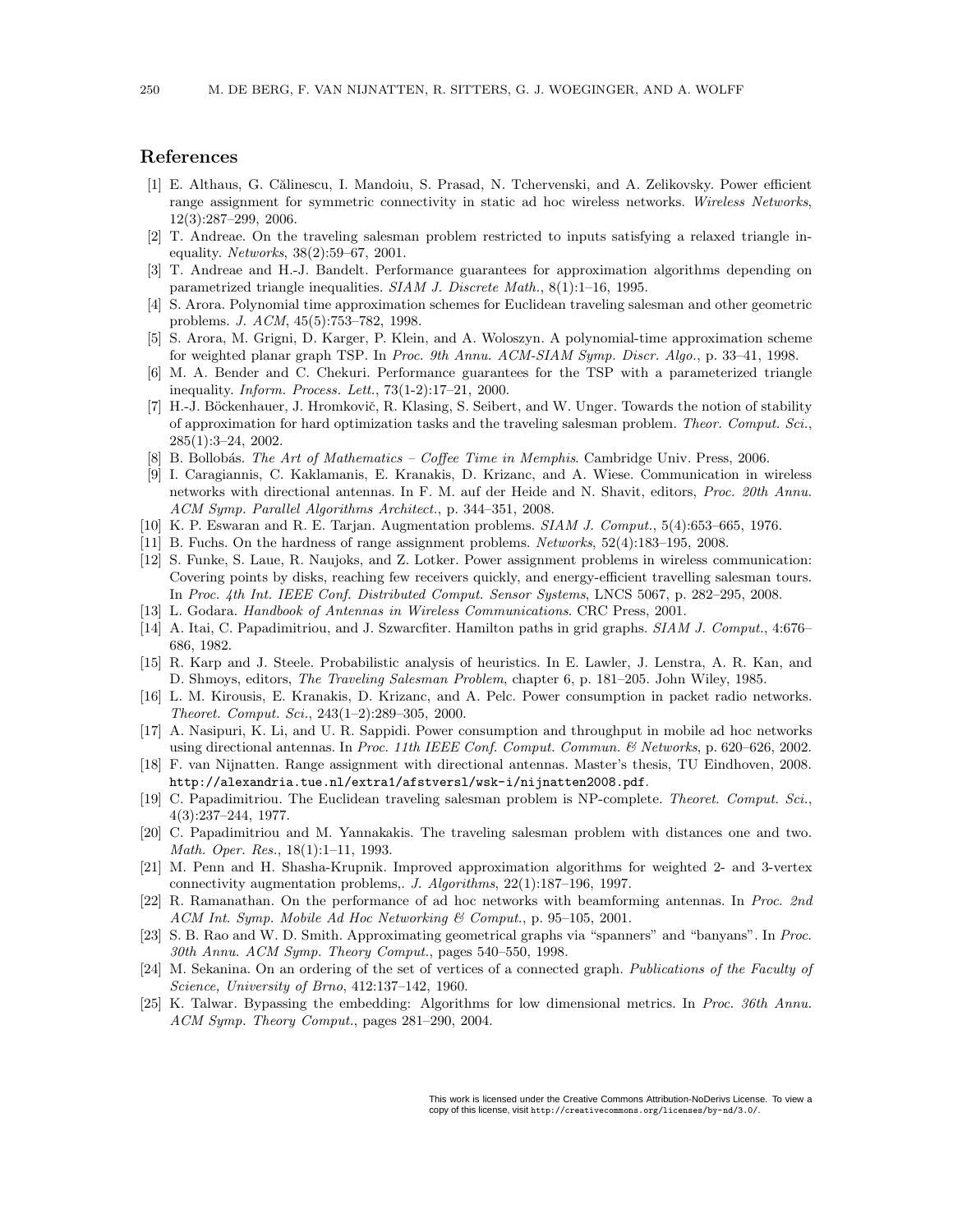## References

[1] E. Althaus, G. Călinescu, I. Mandoiu, S. Prasad, N. Tchervenski, and A. Zelikovsky. Power efficient range assignment for symmetric connectivity in static ad hoc wireless networks. *Wireless Networks*, 12(3):287–299, 2006.

[2] T. Andreae. On the traveling salesman problem restricted to inputs satisfying a relaxed triangle inequality. *Networks*, 38(2):59–67, 2001.

[3] T. Andreae and H.-J. Bandelt. Performance guarantees for approximation algorithms depending on parametrized triangle inequalities. *SIAM J. Discrete Math.*, 8(1):1–16, 1995.

[4] S. Arora. Polynomial time approximation schemes for Euclidean traveling salesman and other geometric problems. *J. ACM*, 45(5):753–782, 1998.

[5] S. Arora, M. Grigni, D. Karger, P. Klein, and A. Woloszyn. A polynomial-time approximation scheme for weighted planar graph TSP. In *Proc. 9th Annu. ACM-SIAM Symp. Discr. Algo.*, p. 33–41, 1998.

[6] M. A. Bender and C. Chekuri. Performance guarantees for the TSP with a parameterized triangle inequality. *Inform. Process. Lett.*, 73(1-2):17–21, 2000.

[7] H.-J. Böckenhauer, J. Hromkovič, R. Klasing, S. Seibert, and W. Unger. Towards the notion of stability of approximation for hard optimization tasks and the traveling salesman problem. *Theor. Comput. Sci.*, 285(1):3–24, 2002.

[8] B. Bollobás. *The Art of Mathematics – Coffee Time in Memphis*. Cambridge Univ. Press, 2006.

[9] I. Caragiannis, C. Kaklamanis, E. Kranakis, D. Krizanc, and A. Wiese. Communication in wireless networks with directional antennas. In F. M. auf der Heide and N. Shavit, editors, *Proc. 20th Annu. ACM Symp. Parallel Algorithms Architect.*, p. 344–351, 2008.

[10] K. P. Eswaran and R. E. Tarjan. Augmentation problems. *SIAM J. Comput.*, 5(4):653–665, 1976.

[11] B. Fuchs. On the hardness of range assignment problems. *Networks*, 52(4):183–195, 2008.

[12] S. Funke, S. Laue, R. Naujoks, and Z. Lotker. Power assignment problems in wireless communication: Covering points by disks, reaching few receivers quickly, and energy-efficient travelling salesman tours. In *Proc. 4th Int. IEEE Conf. Distributed Comput. Sensor Systems*, LNCS 5067, p. 282–295, 2008.

[13] L. Godara. *Handbook of Antennas in Wireless Communications.* CRC Press, 2001.

[14] A. Itai, C. Papadimitriou, and J. Szwarcfiter. Hamilton paths in grid graphs. *SIAM J. Comput.*, 4:676–686, 1982.

[15] R. Karp and J. Steele. Probabilistic analysis of heuristics. In E. Lawler, J. Lenstra, A. R. Kan, and D. Shmoys, editors, *The Traveling Salesman Problem*, chapter 6, p. 181–205. John Wiley, 1985.

[16] L. M. Kirousis, E. Kranakis, D. Krizanc, and A. Pelc. Power consumption in packet radio networks. *Theoret. Comput. Sci.*, 243(1–2):289–305, 2000.

[17] A. Nasipuri, K. Li, and U. R. Sappidi. Power consumption and throughput in mobile ad hoc networks using directional antennas. In *Proc. 11th IEEE Conf. Comput. Commun. & Networks*, p. 620–626, 2002.

[18] F. van Nijnatten. Range assignment with directional antennas. Master's thesis, TU Eindhoven, 2008. http://alexandria.tue.nl/extra1/afstversl/wsk-i/nijnatten2008.pdf.

[19] C. Papadimitriou. The Euclidean traveling salesman problem is NP-complete. *Theoret. Comput. Sci.*, 4(3):237–244, 1977.

[20] C. Papadimitriou and M. Yannakakis. The traveling salesman problem with distances one and two. *Math. Oper. Res.*, 18(1):1–11, 1993.

[21] M. Penn and H. Shasha-Krupnik. Improved approximation algorithms for weighted 2- and 3-vertex connectivity augmentation problems,. *J. Algorithms*, 22(1):187–196, 1997.

[22] R. Ramanathan. On the performance of ad hoc networks with beamforming antennas. In *Proc. 2nd ACM Int. Symp. Mobile Ad Hoc Networking & Comput.*, p. 95–105, 2001.

[23] S. B. Rao and W. D. Smith. Approximating geometrical graphs via "spanners" and "banyans". In *Proc. 30th Annu. ACM Symp. Theory Comput.*, pages 540–550, 1998.

[24] M. Sekanina. On an ordering of the set of vertices of a connected graph. *Publications of the Faculty of Science, University of Brno*, 412:137–142, 1960.

[25] K. Talwar. Bypassing the embedding: Algorithms for low dimensional metrics. In *Proc. 36th Annu. ACM Symp. Theory Comput.*, pages 281–290, 2004.

This work is licensed under the Creative Commons Attribution-NoDerivs License. To view a copy of this license, visit http://creativecommons.org/licenses/by-nd/3.0/.